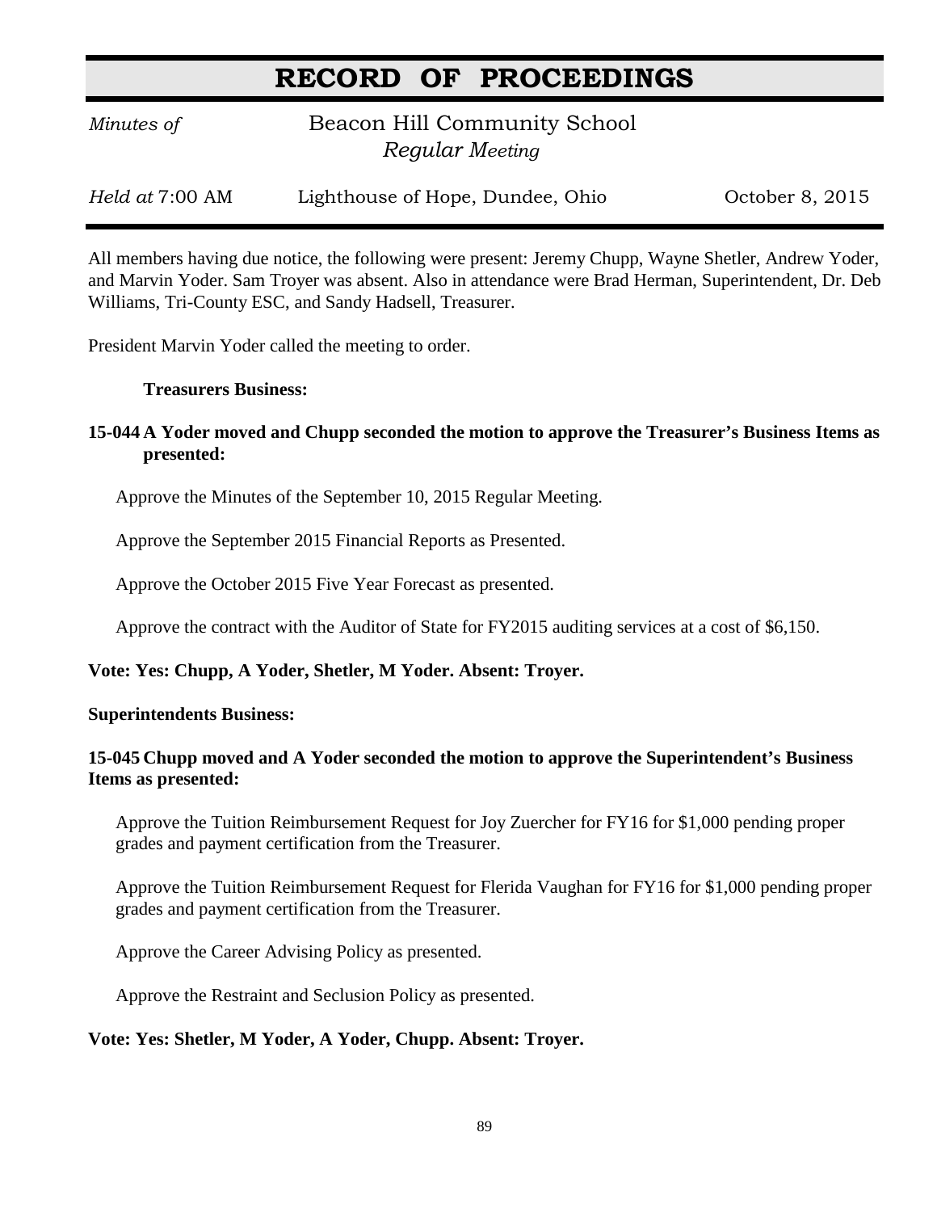# RECORD OF PROCEEDINGS

*Minutes of* Beacon Hill Community School
*Regular Meeting*

*Held at* 7:00 AM Lighthouse of Hope, Dundee, Ohio October 8, 2015

All members having due notice, the following were present: Jeremy Chupp, Wayne Shetler, Andrew Yoder, and Marvin Yoder. Sam Troyer was absent. Also in attendance were Brad Herman, Superintendent, Dr. Deb Williams, Tri-County ESC, and Sandy Hadsell, Treasurer.

President Marvin Yoder called the meeting to order.

**Treasurers Business:**

**15-044 A Yoder moved and Chupp seconded the motion to approve the Treasurer's Business Items as presented:**

Approve the Minutes of the September 10, 2015 Regular Meeting.

Approve the September 2015 Financial Reports as Presented.

Approve the October 2015 Five Year Forecast as presented.

Approve the contract with the Auditor of State for FY2015 auditing services at a cost of $6,150.

**Vote: Yes: Chupp, A Yoder, Shetler, M Yoder. Absent: Troyer.**

**Superintendents Business:**

**15-045 Chupp moved and A Yoder seconded the motion to approve the Superintendent's Business Items as presented:**

Approve the Tuition Reimbursement Request for Joy Zuercher for FY16 for $1,000 pending proper grades and payment certification from the Treasurer.

Approve the Tuition Reimbursement Request for Flerida Vaughan for FY16 for $1,000 pending proper grades and payment certification from the Treasurer.

Approve the Career Advising Policy as presented.

Approve the Restraint and Seclusion Policy as presented.

**Vote: Yes: Shetler, M Yoder, A Yoder, Chupp. Absent: Troyer.**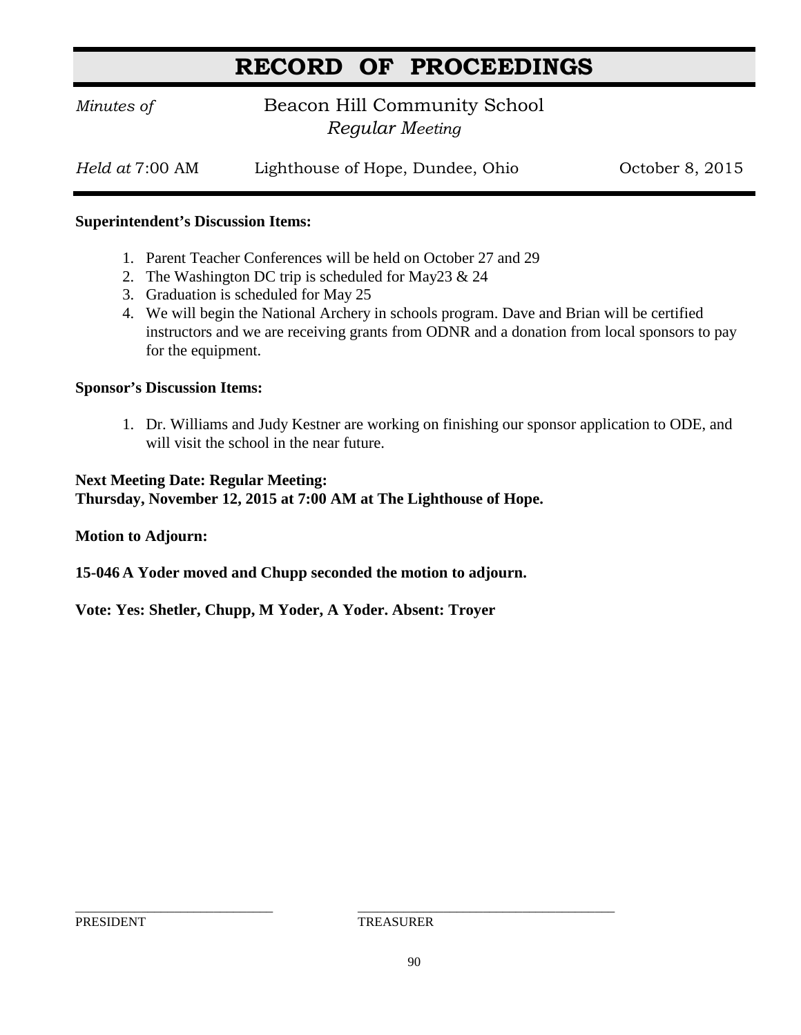# RECORD OF PROCEEDINGS

*Minutes of* Beacon Hill Community School
*Regular Meeting*

*Held at* 7:00 AM Lighthouse of Hope, Dundee, Ohio October 8, 2015

**Superintendent's Discussion Items:**

1. Parent Teacher Conferences will be held on October 27 and 29
2. The Washington DC trip is scheduled for May23 & 24
3. Graduation is scheduled for May 25
4. We will begin the National Archery in schools program. Dave and Brian will be certified instructors and we are receiving grants from ODNR and a donation from local sponsors to pay for the equipment.

**Sponsor's Discussion Items:**

1. Dr. Williams and Judy Kestner are working on finishing our sponsor application to ODE, and will visit the school in the near future.

**Next Meeting Date: Regular Meeting:**
**Thursday, November 12, 2015 at 7:00 AM at The Lighthouse of Hope.**

**Motion to Adjourn:**

**15-046 A Yoder moved and Chupp seconded the motion to adjourn.**

**Vote: Yes: Shetler, Chupp, M Yoder, A Yoder. Absent: Troyer**

_____________________________ PRESIDENT

_____________________________________ TREASURER